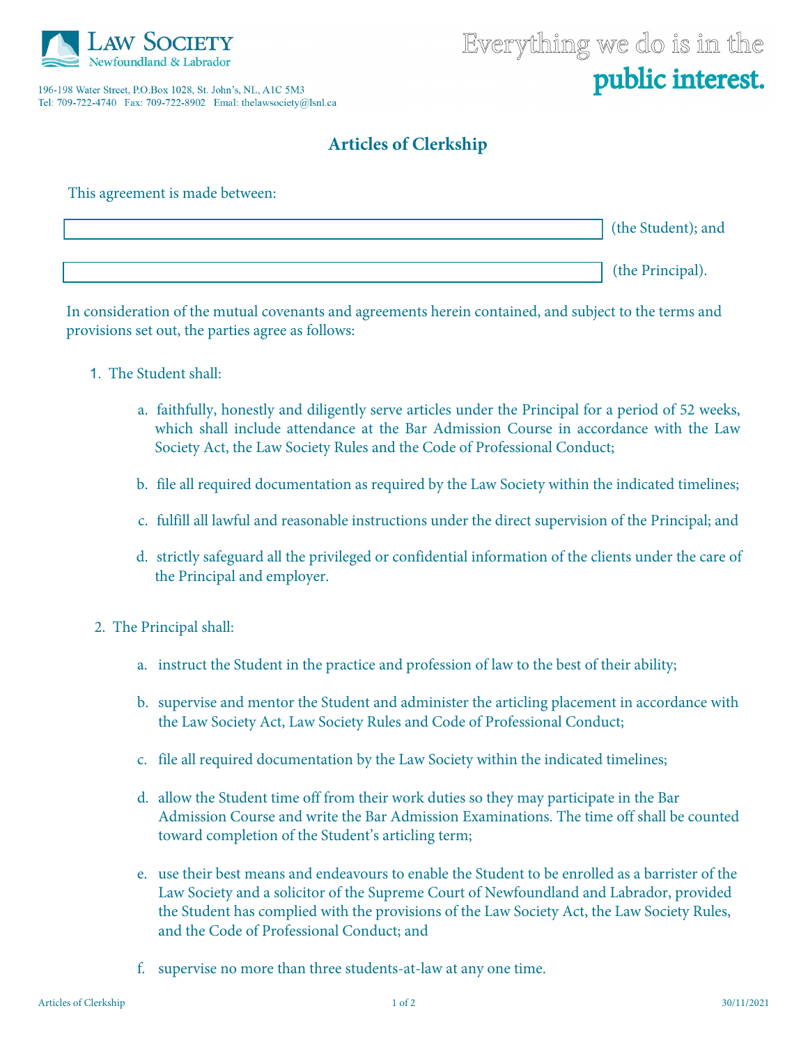Law Society Newfoundland & Labrador

196-198 Water Street, P.O.Box 1028, St. John's, NL, A1C 5M3
Tel: 709-722-4740 Fax: 709-722-8902 Emal: thelawsociety@lsnl.ca

Everything we do is in the **public interest.**

# Articles of Clerkship

This agreement is made between:

\_\_\_\_\_\_\_\_\_\_\_\_\_\_\_\_\_\_\_\_\_\_\_\_\_\_\_\_\_\_\_\_ (the Student); and

\_\_\_\_\_\_\_\_\_\_\_\_\_\_\_\_\_\_\_\_\_\_\_\_\_\_\_\_\_\_\_\_ (the Principal).

In consideration of the mutual covenants and agreements herein contained, and subject to the terms and provisions set out, the parties agree as follows:

1. The Student shall:

   a. faithfully, honestly and diligently serve articles under the Principal for a period of 52 weeks, which shall include attendance at the Bar Admission Course in accordance with the Law Society Act, the Law Society Rules and the Code of Professional Conduct;

   b. file all required documentation as required by the Law Society within the indicated timelines;

   c. fulfill all lawful and reasonable instructions under the direct supervision of the Principal; and

   d. strictly safeguard all the privileged or confidential information of the clients under the care of the Principal and employer.

2. The Principal shall:

   a. instruct the Student in the practice and profession of law to the best of their ability;

   b. supervise and mentor the Student and administer the articling placement in accordance with the Law Society Act, Law Society Rules and Code of Professional Conduct;

   c. file all required documentation by the Law Society within the indicated timelines;

   d. allow the Student time off from their work duties so they may participate in the Bar Admission Course and write the Bar Admission Examinations. The time off shall be counted toward completion of the Student's articling term;

   e. use their best means and endeavours to enable the Student to be enrolled as a barrister of the Law Society and a solicitor of the Supreme Court of Newfoundland and Labrador, provided the Student has complied with the provisions of the Law Society Act, the Law Society Rules, and the Code of Professional Conduct; and

   f. supervise no more than three students-at-law at any one time.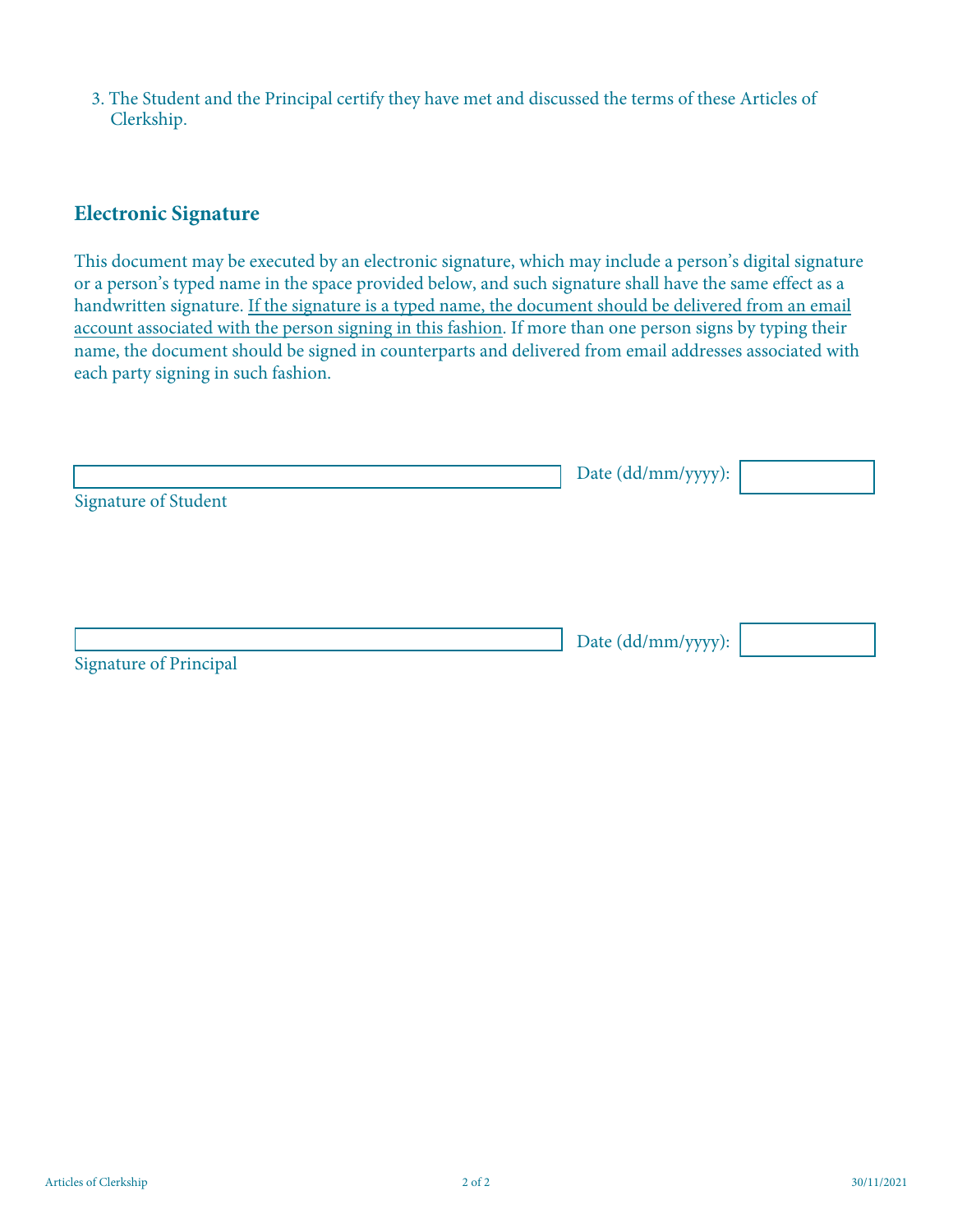3. The Student and the Principal certify they have met and discussed the terms of these Articles of Clerkship.

## Electronic Signature

This document may be executed by an electronic signature, which may include a person's digital signature or a person's typed name in the space provided below, and such signature shall have the same effect as a handwritten signature. <u>If the signature is a typed name, the document should be delivered from an email account associated with the person signing in this fashion</u>. If more than one person signs by typing their name, the document should be signed in counterparts and delivered from email addresses associated with each party signing in such fashion.

Signature of Student ____________________ Date (dd/mm/yyyy): __________

Signature of Principal ____________________ Date (dd/mm/yyyy): __________